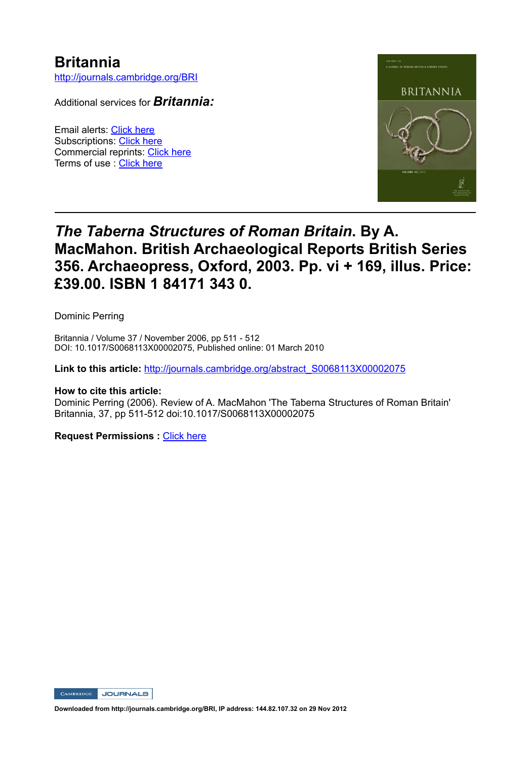# Britannia

http://journals.cambridge.org/BRI

Additional services for ***Britannia:***

Email alerts: Click here
Subscriptions: Click here
Commercial reprints: Click here
Terms of use : Click here

---

## *The Taberna Structures of Roman Britain*. By A. MacMahon. British Archaeological Reports British Series 356. Archaeopress, Oxford, 2003. Pp. vi + 169, illus. Price: £39.00. ISBN 1 84171 343 0.

Dominic Perring

Britannia / Volume 37 / November 2006, pp 511 - 512
DOI: 10.1017/S0068113X00002075, Published online: 01 March 2010

**Link to this article:** http://journals.cambridge.org/abstract_S0068113X00002075

**How to cite this article:**
Dominic Perring (2006). Review of A. MacMahon 'The Taberna Structures of Roman Britain' Britannia, 37, pp 511-512 doi:10.1017/S0068113X00002075

**Request Permissions :** Click here

**Downloaded from http://journals.cambridge.org/BRI, IP address: 144.82.107.32 on 29 Nov 2012**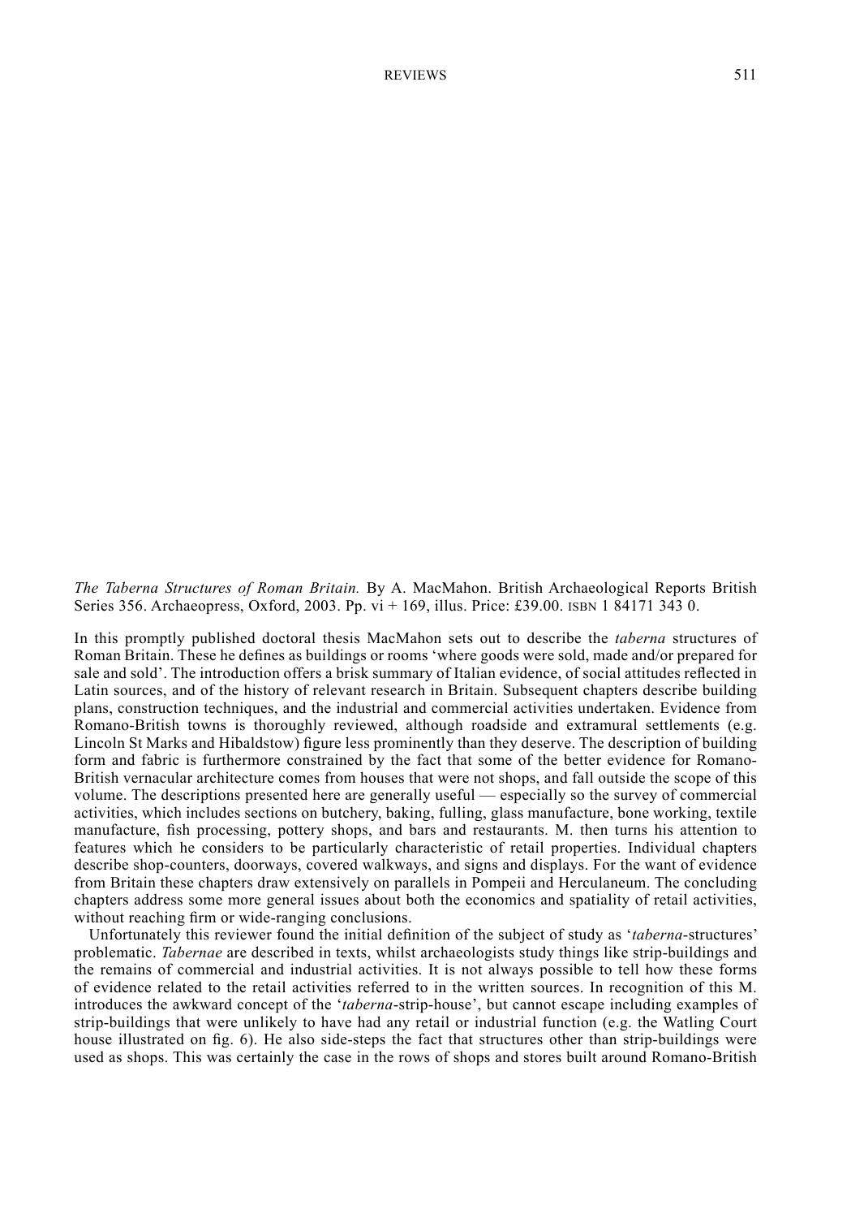*The Taberna Structures of Roman Britain.* By A. MacMahon. British Archaeological Reports British Series 356. Archaeopress, Oxford, 2003. Pp. vi + 169, illus. Price: £39.00. ISBN 1 84171 343 0.

In this promptly published doctoral thesis MacMahon sets out to describe the *taberna* structures of Roman Britain. These he defines as buildings or rooms 'where goods were sold, made and/or prepared for sale and sold'. The introduction offers a brisk summary of Italian evidence, of social attitudes reflected in Latin sources, and of the history of relevant research in Britain. Subsequent chapters describe building plans, construction techniques, and the industrial and commercial activities undertaken. Evidence from Romano-British towns is thoroughly reviewed, although roadside and extramural settlements (e.g. Lincoln St Marks and Hibaldstow) figure less prominently than they deserve. The description of building form and fabric is furthermore constrained by the fact that some of the better evidence for Romano-British vernacular architecture comes from houses that were not shops, and fall outside the scope of this volume. The descriptions presented here are generally useful — especially so the survey of commercial activities, which includes sections on butchery, baking, fulling, glass manufacture, bone working, textile manufacture, fish processing, pottery shops, and bars and restaurants. M. then turns his attention to features which he considers to be particularly characteristic of retail properties. Individual chapters describe shop-counters, doorways, covered walkways, and signs and displays. For the want of evidence from Britain these chapters draw extensively on parallels in Pompeii and Herculaneum. The concluding chapters address some more general issues about both the economics and spatiality of retail activities, without reaching firm or wide-ranging conclusions.

Unfortunately this reviewer found the initial definition of the subject of study as '*taberna*-structures' problematic. *Tabernae* are described in texts, whilst archaeologists study things like strip-buildings and the remains of commercial and industrial activities. It is not always possible to tell how these forms of evidence related to the retail activities referred to in the written sources. In recognition of this M. introduces the awkward concept of the '*taberna*-strip-house', but cannot escape including examples of strip-buildings that were unlikely to have had any retail or industrial function (e.g. the Watling Court house illustrated on fig. 6). He also side-steps the fact that structures other than strip-buildings were used as shops. This was certainly the case in the rows of shops and stores built around Romano-British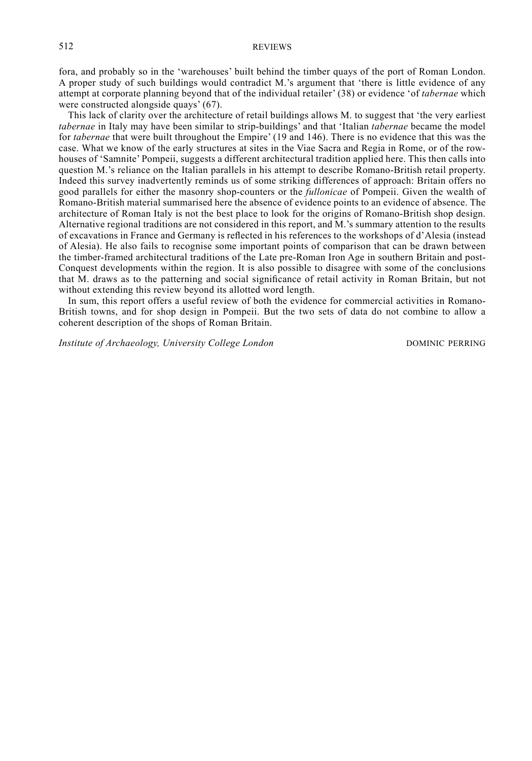fora, and probably so in the 'warehouses' built behind the timber quays of the port of Roman London. A proper study of such buildings would contradict M.'s argument that 'there is little evidence of any attempt at corporate planning beyond that of the individual retailer' (38) or evidence 'of *tabernae* which were constructed alongside quays' (67).

This lack of clarity over the architecture of retail buildings allows M. to suggest that 'the very earliest *tabernae* in Italy may have been similar to strip-buildings' and that 'Italian *tabernae* became the model for *tabernae* that were built throughout the Empire' (19 and 146). There is no evidence that this was the case. What we know of the early structures at sites in the Viae Sacra and Regia in Rome, or of the row-houses of 'Samnite' Pompeii, suggests a different architectural tradition applied here. This then calls into question M.'s reliance on the Italian parallels in his attempt to describe Romano-British retail property. Indeed this survey inadvertently reminds us of some striking differences of approach: Britain offers no good parallels for either the masonry shop-counters or the *fullonicae* of Pompeii. Given the wealth of Romano-British material summarised here the absence of evidence points to an evidence of absence. The architecture of Roman Italy is not the best place to look for the origins of Romano-British shop design. Alternative regional traditions are not considered in this report, and M.'s summary attention to the results of excavations in France and Germany is reflected in his references to the workshops of d'Alesia (instead of Alesia). He also fails to recognise some important points of comparison that can be drawn between the timber-framed architectural traditions of the Late pre-Roman Iron Age in southern Britain and post-Conquest developments within the region. It is also possible to disagree with some of the conclusions that M. draws as to the patterning and social significance of retail activity in Roman Britain, but not without extending this review beyond its allotted word length.

In sum, this report offers a useful review of both the evidence for commercial activities in Romano-British towns, and for shop design in Pompeii. But the two sets of data do not combine to allow a coherent description of the shops of Roman Britain.

*Institute of Archaeology, University College London* DOMINIC PERRING